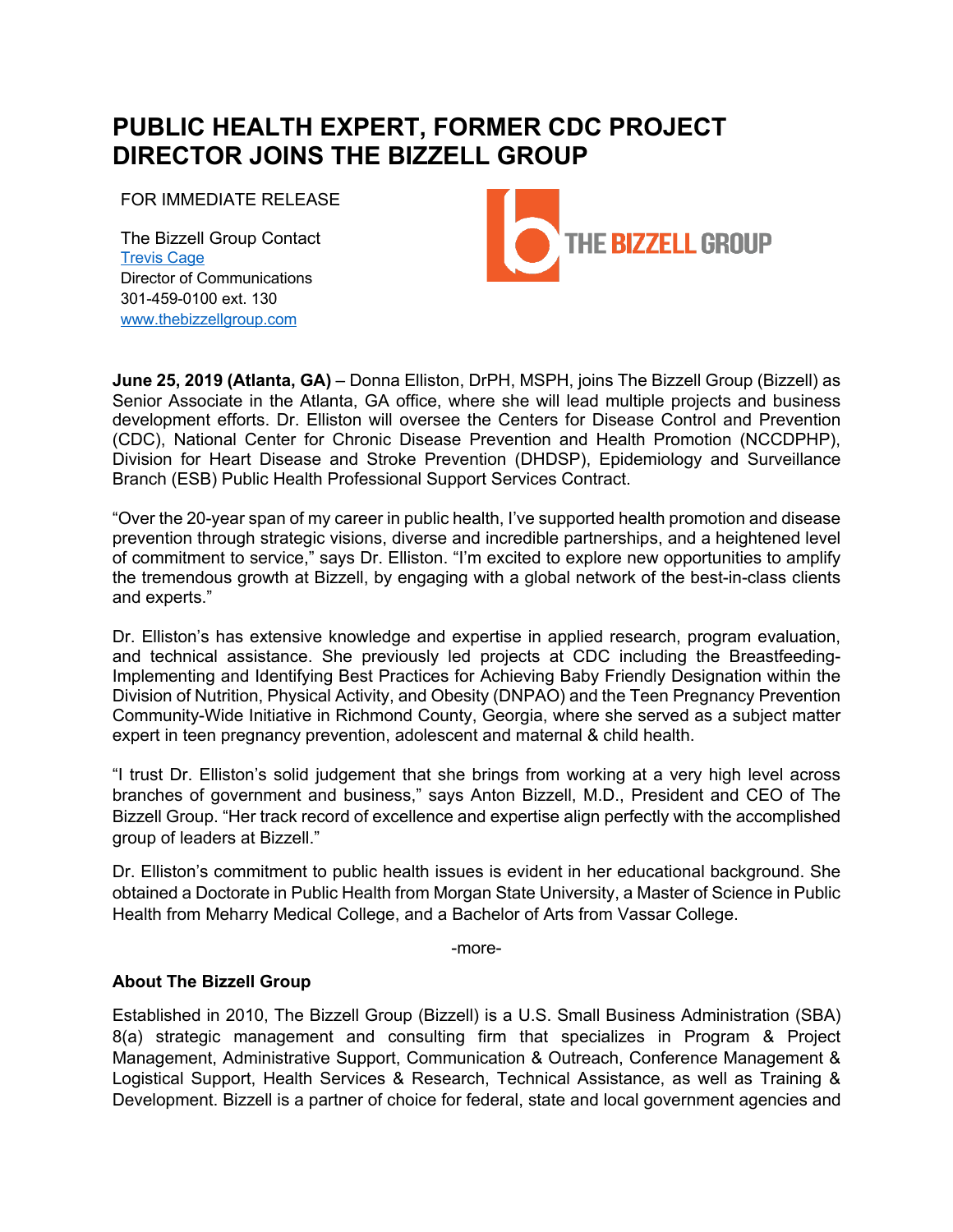# PUBLIC HEALTH EXPERT, FORMER CDC PROJECT DIRECTOR JOINS THE BIZZELL GROUP

FOR IMMEDIATE RELEASE

The Bizzell Group Contact
Trevis Cage
Director of Communications
301-459-0100 ext. 130
www.thebizzellgroup.com

THE BIZZELL GROUP

**June 25, 2019 (Atlanta, GA)** – Donna Elliston, DrPH, MSPH, joins The Bizzell Group (Bizzell) as Senior Associate in the Atlanta, GA office, where she will lead multiple projects and business development efforts. Dr. Elliston will oversee the Centers for Disease Control and Prevention (CDC), National Center for Chronic Disease Prevention and Health Promotion (NCCDPHP), Division for Heart Disease and Stroke Prevention (DHDSP), Epidemiology and Surveillance Branch (ESB) Public Health Professional Support Services Contract.

"Over the 20-year span of my career in public health, I've supported health promotion and disease prevention through strategic visions, diverse and incredible partnerships, and a heightened level of commitment to service," says Dr. Elliston. "I'm excited to explore new opportunities to amplify the tremendous growth at Bizzell, by engaging with a global network of the best-in-class clients and experts."

Dr. Elliston's has extensive knowledge and expertise in applied research, program evaluation, and technical assistance. She previously led projects at CDC including the Breastfeeding-Implementing and Identifying Best Practices for Achieving Baby Friendly Designation within the Division of Nutrition, Physical Activity, and Obesity (DNPAO) and the Teen Pregnancy Prevention Community-Wide Initiative in Richmond County, Georgia, where she served as a subject matter expert in teen pregnancy prevention, adolescent and maternal & child health.

"I trust Dr. Elliston's solid judgement that she brings from working at a very high level across branches of government and business," says Anton Bizzell, M.D., President and CEO of The Bizzell Group. "Her track record of excellence and expertise align perfectly with the accomplished group of leaders at Bizzell."

Dr. Elliston's commitment to public health issues is evident in her educational background. She obtained a Doctorate in Public Health from Morgan State University, a Master of Science in Public Health from Meharry Medical College, and a Bachelor of Arts from Vassar College.

-more-

**About The Bizzell Group**

Established in 2010, The Bizzell Group (Bizzell) is a U.S. Small Business Administration (SBA) 8(a) strategic management and consulting firm that specializes in Program & Project Management, Administrative Support, Communication & Outreach, Conference Management & Logistical Support, Health Services & Research, Technical Assistance, as well as Training & Development. Bizzell is a partner of choice for federal, state and local government agencies and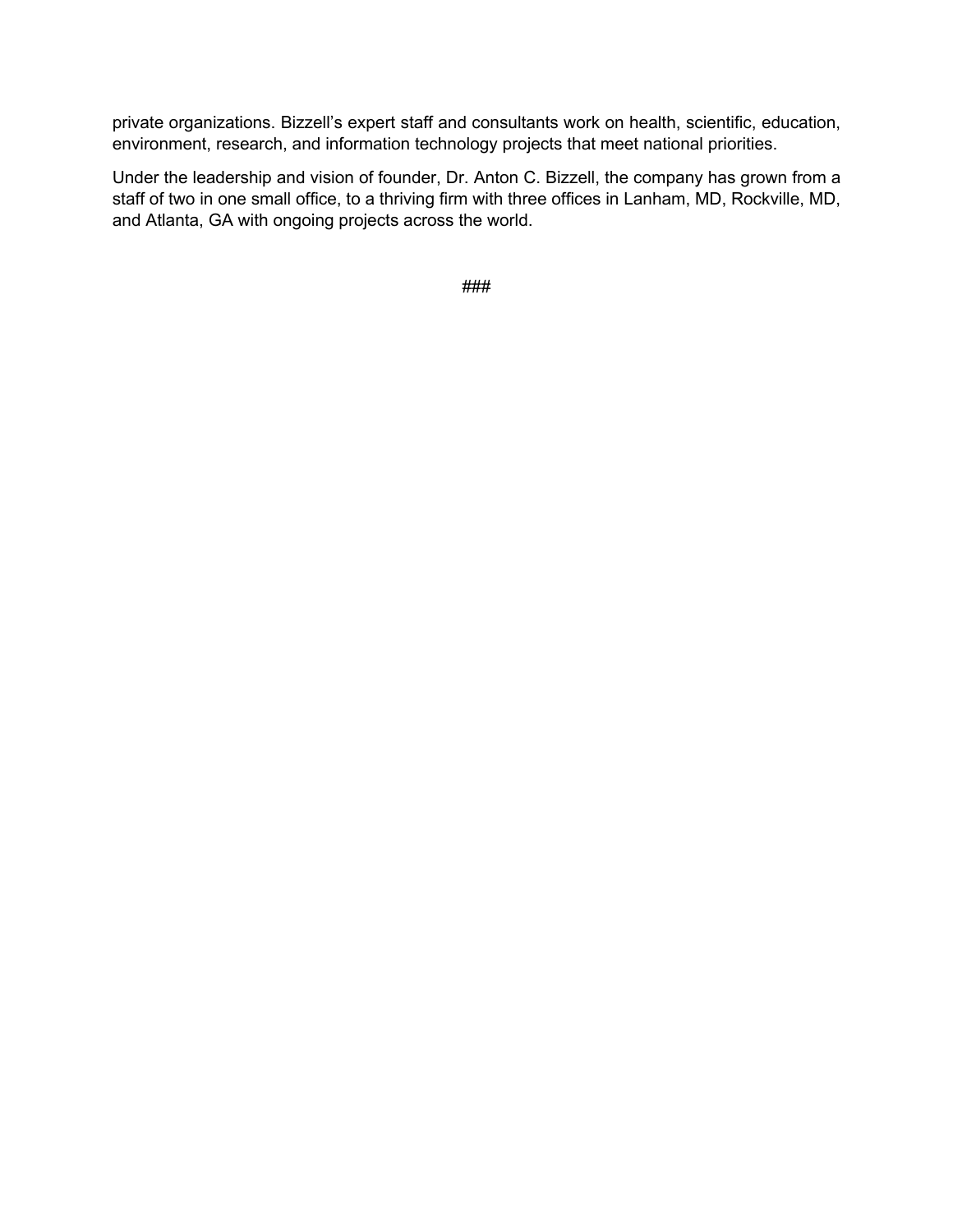private organizations. Bizzell's expert staff and consultants work on health, scientific, education, environment, research, and information technology projects that meet national priorities.

Under the leadership and vision of founder, Dr. Anton C. Bizzell, the company has grown from a staff of two in one small office, to a thriving firm with three offices in Lanham, MD, Rockville, MD, and Atlanta, GA with ongoing projects across the world.

###